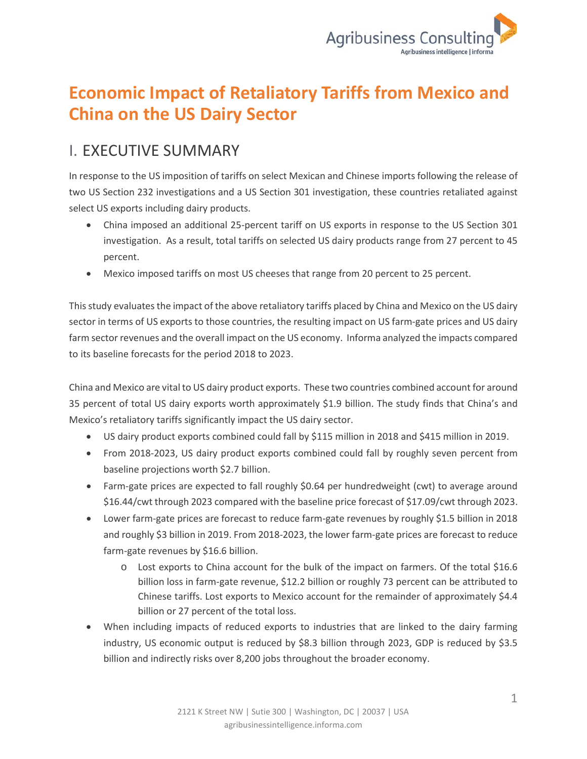# Economic Impact of Retaliatory Tariffs from Mexico and China on the US Dairy Sector

## I. EXECUTIVE SUMMARY

In response to the US imposition of tariffs on select Mexican and Chinese imports following the release of two US Section 232 investigations and a US Section 301 investigation, these countries retaliated against select US exports including dairy products.

- China imposed an additional 25-percent tariff on US exports in response to the US Section 301 investigation. As a result, total tariffs on selected US dairy products range from 27 percent to 45 percent.
- Mexico imposed tariffs on most US cheeses that range from 20 percent to 25 percent.

This study evaluates the impact of the above retaliatory tariffs placed by China and Mexico on the US dairy sector in terms of US exports to those countries, the resulting impact on US farm-gate prices and US dairy farm sector revenues and the overall impact on the US economy. Informa analyzed the impacts compared to its baseline forecasts for the period 2018 to 2023.

China and Mexico are vital to US dairy product exports. These two countries combined account for around 35 percent of total US dairy exports worth approximately $1.9 billion. The study finds that China's and Mexico's retaliatory tariffs significantly impact the US dairy sector.

- US dairy product exports combined could fall by $115 million in 2018 and $415 million in 2019.
- From 2018-2023, US dairy product exports combined could fall by roughly seven percent from baseline projections worth $2.7 billion.
- Farm-gate prices are expected to fall roughly $0.64 per hundredweight (cwt) to average around $16.44/cwt through 2023 compared with the baseline price forecast of $17.09/cwt through 2023.
- Lower farm-gate prices are forecast to reduce farm-gate revenues by roughly $1.5 billion in 2018 and roughly $3 billion in 2019. From 2018-2023, the lower farm-gate prices are forecast to reduce farm-gate revenues by $16.6 billion.
    - Lost exports to China account for the bulk of the impact on farmers. Of the total $16.6 billion loss in farm-gate revenue, $12.2 billion or roughly 73 percent can be attributed to Chinese tariffs. Lost exports to Mexico account for the remainder of approximately $4.4 billion or 27 percent of the total loss.
- When including impacts of reduced exports to industries that are linked to the dairy farming industry, US economic output is reduced by $8.3 billion through 2023, GDP is reduced by $3.5 billion and indirectly risks over 8,200 jobs throughout the broader economy.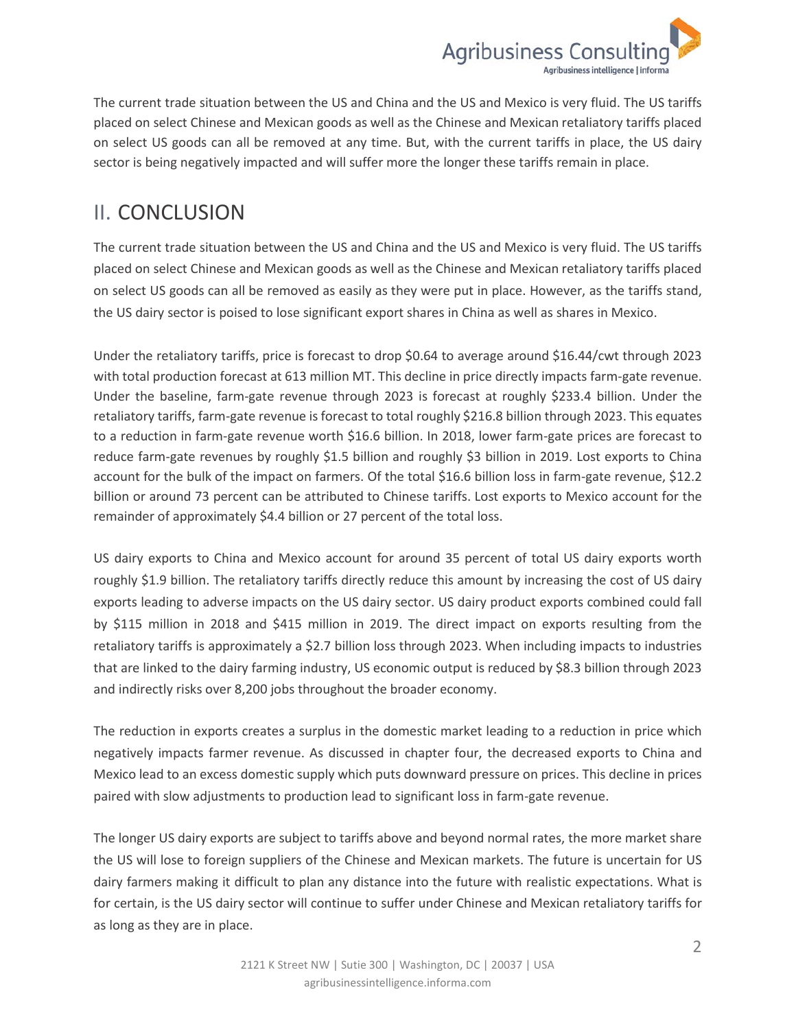The current trade situation between the US and China and the US and Mexico is very fluid. The US tariffs placed on select Chinese and Mexican goods as well as the Chinese and Mexican retaliatory tariffs placed on select US goods can all be removed at any time. But, with the current tariffs in place, the US dairy sector is being negatively impacted and will suffer more the longer these tariffs remain in place.

## II. CONCLUSION

The current trade situation between the US and China and the US and Mexico is very fluid. The US tariffs placed on select Chinese and Mexican goods as well as the Chinese and Mexican retaliatory tariffs placed on select US goods can all be removed as easily as they were put in place. However, as the tariffs stand, the US dairy sector is poised to lose significant export shares in China as well as shares in Mexico.

Under the retaliatory tariffs, price is forecast to drop $0.64 to average around $16.44/cwt through 2023 with total production forecast at 613 million MT. This decline in price directly impacts farm-gate revenue. Under the baseline, farm-gate revenue through 2023 is forecast at roughly $233.4 billion. Under the retaliatory tariffs, farm-gate revenue is forecast to total roughly $216.8 billion through 2023. This equates to a reduction in farm-gate revenue worth $16.6 billion. In 2018, lower farm-gate prices are forecast to reduce farm-gate revenues by roughly $1.5 billion and roughly $3 billion in 2019. Lost exports to China account for the bulk of the impact on farmers. Of the total $16.6 billion loss in farm-gate revenue, $12.2 billion or around 73 percent can be attributed to Chinese tariffs. Lost exports to Mexico account for the remainder of approximately $4.4 billion or 27 percent of the total loss.

US dairy exports to China and Mexico account for around 35 percent of total US dairy exports worth roughly $1.9 billion. The retaliatory tariffs directly reduce this amount by increasing the cost of US dairy exports leading to adverse impacts on the US dairy sector. US dairy product exports combined could fall by $115 million in 2018 and $415 million in 2019. The direct impact on exports resulting from the retaliatory tariffs is approximately a $2.7 billion loss through 2023. When including impacts to industries that are linked to the dairy farming industry, US economic output is reduced by $8.3 billion through 2023 and indirectly risks over 8,200 jobs throughout the broader economy.

The reduction in exports creates a surplus in the domestic market leading to a reduction in price which negatively impacts farmer revenue. As discussed in chapter four, the decreased exports to China and Mexico lead to an excess domestic supply which puts downward pressure on prices. This decline in prices paired with slow adjustments to production lead to significant loss in farm-gate revenue.

The longer US dairy exports are subject to tariffs above and beyond normal rates, the more market share the US will lose to foreign suppliers of the Chinese and Mexican markets. The future is uncertain for US dairy farmers making it difficult to plan any distance into the future with realistic expectations. What is for certain, is the US dairy sector will continue to suffer under Chinese and Mexican retaliatory tariffs for as long as they are in place.